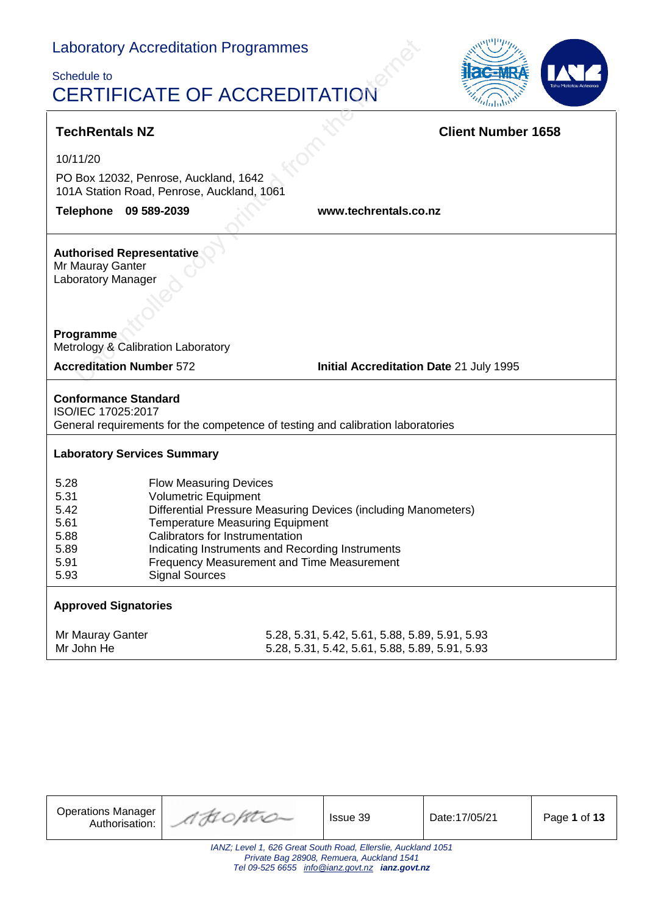# Laboratory Accreditation Programmes

## Schedule to
# CERTIFICATE OF ACCREDITATION

**TechRentals NZ** **Client Number 1658**

10/11/20

PO Box 12032, Penrose, Auckland, 1642
101A Station Road, Penrose, Auckland, 1061

**Telephone** **09 589-2039** **www.techrentals.co.nz**

**Authorised Representative**
Mr Mauray Ganter
Laboratory Manager

**Programme**
Metrology & Calibration Laboratory

**Accreditation Number** 572 **Initial Accreditation Date** 21 July 1995

**Conformance Standard**
ISO/IEC 17025:2017
General requirements for the competence of testing and calibration laboratories

**Laboratory Services Summary**

| | |
|---|---|
| 5.28 | Flow Measuring Devices |
| 5.31 | Volumetric Equipment |
| 5.42 | Differential Pressure Measuring Devices (including Manometers) |
| 5.61 | Temperature Measuring Equipment |
| 5.88 | Calibrators for Instrumentation |
| 5.89 | Indicating Instruments and Recording Instruments |
| 5.91 | Frequency Measurement and Time Measurement |
| 5.93 | Signal Sources |

**Approved Signatories**

| | |
|---|---|
| Mr Mauray Ganter | 5.28, 5.31, 5.42, 5.61, 5.88, 5.89, 5.91, 5.93 |
| Mr John He | 5.28, 5.31, 5.42, 5.61, 5.88, 5.89, 5.91, 5.93 |

| Operations Manager Authorisation: | | Issue 39 | Date:17/05/21 |
|---|---|---|---|

*IANZ; Level 1, 626 Great South Road, Ellerslie, Auckland 1051*
*Private Bag 28908, Remuera, Auckland 1541*
*Tel 09-525 6655 info@ianz.govt.nz **ianz.govt.nz***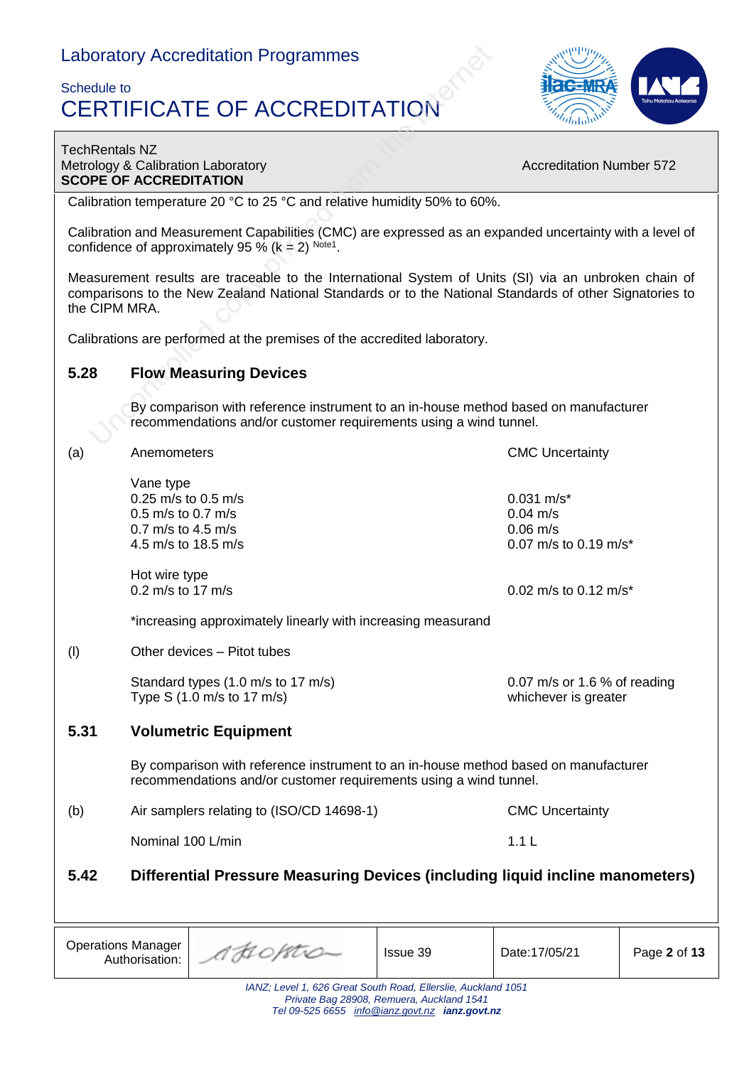TechRentals NZ
Metrology & Calibration Laboratory
**SCOPE OF ACCREDITATION**

Accreditation Number 572

Calibration temperature 20 °C to 25 °C and relative humidity 50% to 60%.

Calibration and Measurement Capabilities (CMC) are expressed as an expanded uncertainty with a level of confidence of approximately 95 % (k = 2) [Note1].

Measurement results are traceable to the International System of Units (SI) via an unbroken chain of comparisons to the New Zealand National Standards or to the National Standards of other Signatories to the CIPM MRA.

Calibrations are performed at the premises of the accredited laboratory.

## 5.28 Flow Measuring Devices

By comparison with reference instrument to an in-house method based on manufacturer recommendations and/or customer requirements using a wind tunnel.

**(a) Anemometers**

| | CMC Uncertainty |
|---|---|
| **Vane type** | |
| 0.25 m/s to 0.5 m/s | 0.031 m/s* |
| 0.5 m/s to 0.7 m/s | 0.04 m/s |
| 0.7 m/s to 4.5 m/s | 0.06 m/s |
| 4.5 m/s to 18.5 m/s | 0.07 m/s to 0.19 m/s* |
| **Hot wire type** | |
| 0.2 m/s to 17 m/s | 0.02 m/s to 0.12 m/s* |

*increasing approximately linearly with increasing measurand

**(l) Other devices – Pitot tubes**

| | |
|---|---|
| Standard types (1.0 m/s to 17 m/s)<br>Type S (1.0 m/s to 17 m/s) | 0.07 m/s or 1.6 % of reading whichever is greater |

## 5.31 Volumetric Equipment

By comparison with reference instrument to an in-house method based on manufacturer recommendations and/or customer requirements using a wind tunnel.

**(b) Air samplers relating to (ISO/CD 14698-1)**

| | CMC Uncertainty |
|---|---|
| Nominal 100 L/min | 1.1 L |

## 5.42 Differential Pressure Measuring Devices (including liquid incline manometers)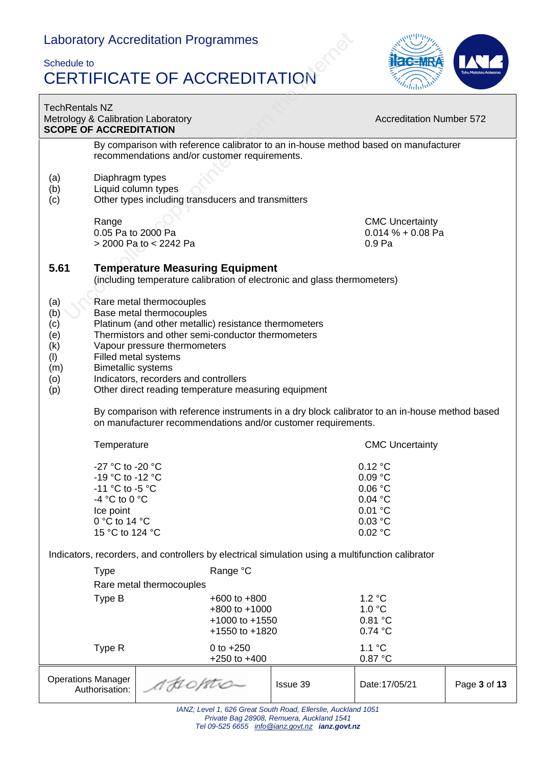By comparison with reference calibrator to an in-house method based on manufacturer recommendations and/or customer requirements.

- (a) Diaphragm types
- (b) Liquid column types
- (c) Other types including transducers and transmitters

| Range | CMC Uncertainty |
|---|---|
| 0.05 Pa to 2000 Pa | 0.014 % + 0.08 Pa |
| > 2000 Pa to < 2242 Pa | 0.9 Pa |

## 5.61 Temperature Measuring Equipment

(including temperature calibration of electronic and glass thermometers)

- (a) Rare metal thermocouples
- (b) Base metal thermocouples
- (c) Platinum (and other metallic) resistance thermometers
- (e) Thermistors and other semi-conductor thermometers
- (k) Vapour pressure thermometers
- (l) Filled metal systems
- (m) Bimetallic systems
- (o) Indicators, recorders and controllers
- (p) Other direct reading temperature measuring equipment

By comparison with reference instruments in a dry block calibrator to an in-house method based on manufacturer recommendations and/or customer requirements.

| Temperature | CMC Uncertainty |
|---|---|
| -27 °C to -20 °C | 0.12 °C |
| -19 °C to -12 °C | 0.09 °C |
| -11 °C to -5 °C | 0.06 °C |
| -4 °C to 0 °C | 0.04 °C |
| Ice point | 0.01 °C |
| 0 °C to 14 °C | 0.03 °C |
| 15 °C to 124 °C | 0.02 °C |

Indicators, recorders, and controllers by electrical simulation using a multifunction calibrator

| Type | Range °C | |
|---|---|---|
| Rare metal thermocouples | | |
| Type B | +600 to +800 | 1.2 °C |
| | +800 to +1000 | 1.0 °C |
| | +1000 to +1550 | 0.81 °C |
| | +1550 to +1820 | 0.74 °C |
| Type R | 0 to +250 | 1.1 °C |
| | +250 to +400 | 0.87 °C |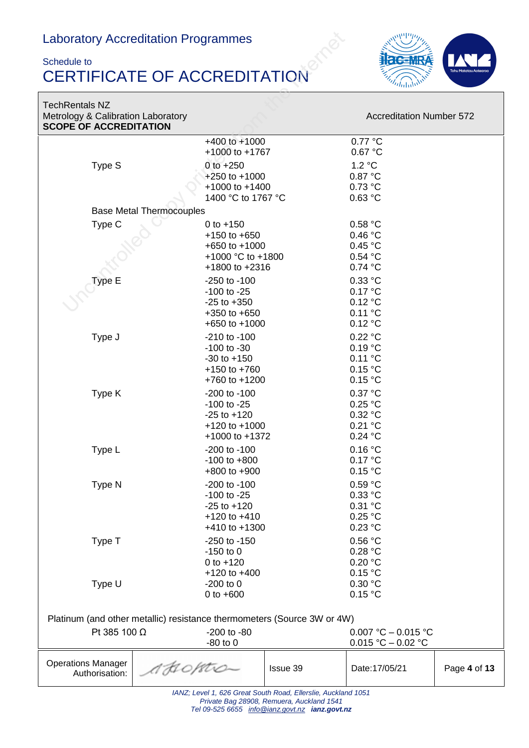TechRentals NZ
Metrology & Calibration Laboratory
**SCOPE OF ACCREDITATION**

Accreditation Number 572

| | Range | Uncertainty |
|---|---|---|
| | +400 to +1000 | 0.77 °C |
| | +1000 to +1767 | 0.67 °C |
| Type S | 0 to +250 | 1.2 °C |
| | +250 to +1000 | 0.87 °C |
| | +1000 to +1400 | 0.73 °C |
| | 1400 °C to 1767 °C | 0.63 °C |
| Base Metal Thermocouples | | |
| Type C | 0 to +150 | 0.58 °C |
| | +150 to +650 | 0.46 °C |
| | +650 to +1000 | 0.45 °C |
| | +1000 °C to +1800 | 0.54 °C |
| | +1800 to +2316 | 0.74 °C |
| Type E | -250 to -100 | 0.33 °C |
| | -100 to -25 | 0.17 °C |
| | -25 to +350 | 0.12 °C |
| | +350 to +650 | 0.11 °C |
| | +650 to +1000 | 0.12 °C |
| Type J | -210 to -100 | 0.22 °C |
| | -100 to -30 | 0.19 °C |
| | -30 to +150 | 0.11 °C |
| | +150 to +760 | 0.15 °C |
| | +760 to +1200 | 0.15 °C |
| Type K | -200 to -100 | 0.37 °C |
| | -100 to -25 | 0.25 °C |
| | -25 to +120 | 0.32 °C |
| | +120 to +1000 | 0.21 °C |
| | +1000 to +1372 | 0.24 °C |
| Type L | -200 to -100 | 0.16 °C |
| | -100 to +800 | 0.17 °C |
| | +800 to +900 | 0.15 °C |
| Type N | -200 to -100 | 0.59 °C |
| | -100 to -25 | 0.33 °C |
| | -25 to +120 | 0.31 °C |
| | +120 to +410 | 0.25 °C |
| | +410 to +1300 | 0.23 °C |
| Type T | -250 to -150 | 0.56 °C |
| | -150 to 0 | 0.28 °C |
| | 0 to +120 | 0.20 °C |
| | +120 to +400 | 0.15 °C |
| Type U | -200 to 0 | 0.30 °C |
| | 0 to +600 | 0.15 °C |

Platinum (and other metallic) resistance thermometers (Source 3W or 4W)

| | Range | Uncertainty |
|---|---|---|
| Pt 385 100 Ω | -200 to -80 | 0.007 °C – 0.015 °C |
| | -80 to 0 | 0.015 °C – 0.02 °C |

| Operations Manager Authorisation: | | Issue 39 | Date:17/05/21 |
|---|---|---|---|

*IANZ; Level 1, 626 Great South Road, Ellerslie, Auckland 1051*
*Private Bag 28908, Remuera, Auckland 1541*
*Tel 09-525 6655 info@ianz.govt.nz* ***ianz.govt.nz***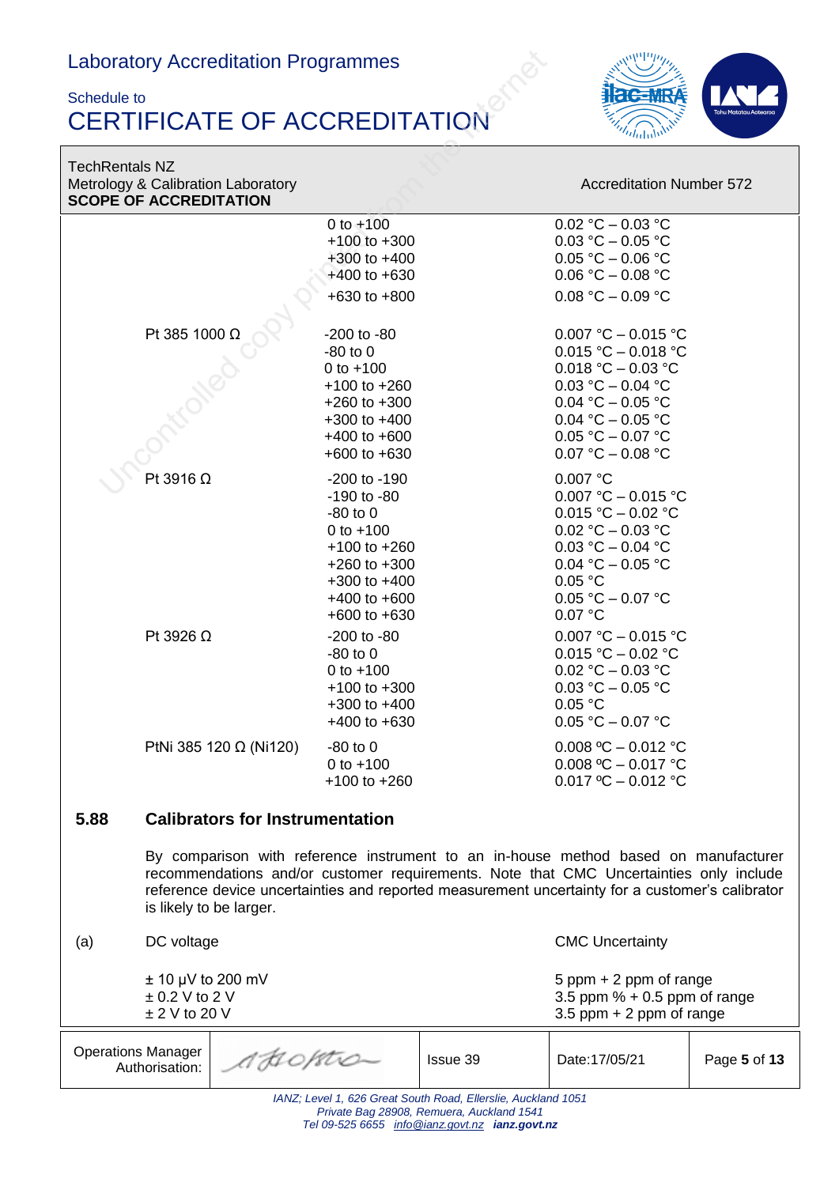TechRentals NZ
Metrology & Calibration Laboratory
**SCOPE OF ACCREDITATION**

Accreditation Number 572

| | | |
|---|---|---|
| | 0 to +100 | 0.02 °C – 0.03 °C |
| | +100 to +300 | 0.03 °C – 0.05 °C |
| | +300 to +400 | 0.05 °C – 0.06 °C |
| | +400 to +630 | 0.06 °C – 0.08 °C |
| | +630 to +800 | 0.08 °C – 0.09 °C |
| Pt 385 1000 Ω | -200 to -80 | 0.007 °C – 0.015 °C |
| | -80 to 0 | 0.015 °C – 0.018 °C |
| | 0 to +100 | 0.018 °C – 0.03 °C |
| | +100 to +260 | 0.03 °C – 0.04 °C |
| | +260 to +300 | 0.04 °C – 0.05 °C |
| | +300 to +400 | 0.04 °C – 0.05 °C |
| | +400 to +600 | 0.05 °C – 0.07 °C |
| | +600 to +630 | 0.07 °C – 0.08 °C |
| Pt 3916 Ω | -200 to -190 | 0.007 °C |
| | -190 to -80 | 0.007 °C – 0.015 °C |
| | -80 to 0 | 0.015 °C – 0.02 °C |
| | 0 to +100 | 0.02 °C – 0.03 °C |
| | +100 to +260 | 0.03 °C – 0.04 °C |
| | +260 to +300 | 0.04 °C – 0.05 °C |
| | +300 to +400 | 0.05 °C |
| | +400 to +600 | 0.05 °C – 0.07 °C |
| | +600 to +630 | 0.07 °C |
| Pt 3926 Ω | -200 to -80 | 0.007 °C – 0.015 °C |
| | -80 to 0 | 0.015 °C – 0.02 °C |
| | 0 to +100 | 0.02 °C – 0.03 °C |
| | +100 to +300 | 0.03 °C – 0.05 °C |
| | +300 to +400 | 0.05 °C |
| | +400 to +630 | 0.05 °C – 0.07 °C |
| PtNi 385 120 Ω (Ni120) | -80 to 0 | 0.008 ºC – 0.012 °C |
| | 0 to +100 | 0.008 ºC – 0.017 °C |
| | +100 to +260 | 0.017 ºC – 0.012 °C |

## 5.88 Calibrators for Instrumentation

By comparison with reference instrument to an in-house method based on manufacturer recommendations and/or customer requirements. Note that CMC Uncertainties only include reference device uncertainties and reported measurement uncertainty for a customer's calibrator is likely to be larger.

| (a) DC voltage | CMC Uncertainty |
|---|---|
| ± 10 µV to 200 mV | 5 ppm + 2 ppm of range |
| ± 0.2 V to 2 V | 3.5 ppm % + 0.5 ppm of range |
| ± 2 V to 20 V | 3.5 ppm + 2 ppm of range |

| Operations Manager Authorisation: | | Issue 39 | Date:17/05/21 |
|---|---|---|---|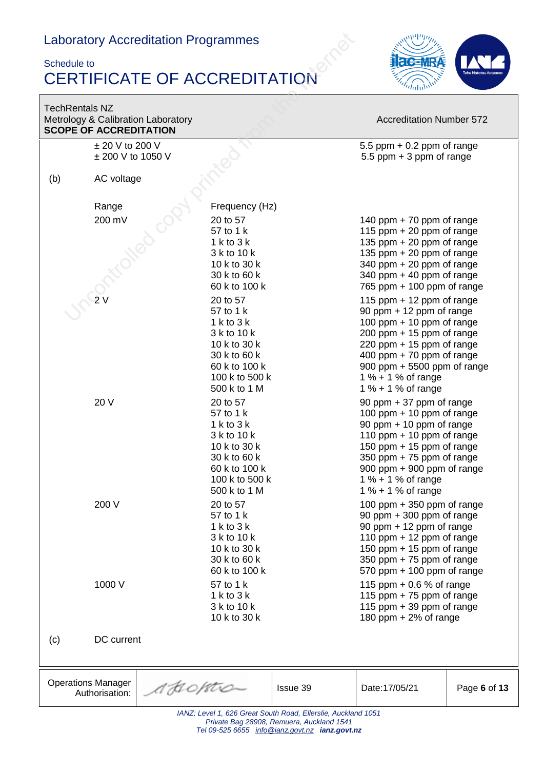Laboratory Accreditation Programmes

Schedule to

# CERTIFICATE OF ACCREDITATION

TechRentals NZ
Metrology & Calibration Laboratory
**SCOPE OF ACCREDITATION**

Accreditation Number 572

| | | | |
|---|---|---|---|
| | ± 20 V to 200 V | | 5.5 ppm + 0.2 ppm of range |
| | ± 200 V to 1050 V | | 5.5 ppm + 3 ppm of range |

(b) AC voltage

| Range | Frequency (Hz) | |
|---|---|---|
| 200 mV | 20 to 57 | 140 ppm + 70 ppm of range |
| | 57 to 1 k | 115 ppm + 20 ppm of range |
| | 1 k to 3 k | 135 ppm + 20 ppm of range |
| | 3 k to 10 k | 135 ppm + 20 ppm of range |
| | 10 k to 30 k | 340 ppm + 20 ppm of range |
| | 30 k to 60 k | 340 ppm + 40 ppm of range |
| | 60 k to 100 k | 765 ppm + 100 ppm of range |
| 2 V | 20 to 57 | 115 ppm + 12 ppm of range |
| | 57 to 1 k | 90 ppm + 12 ppm of range |
| | 1 k to 3 k | 100 ppm + 10 ppm of range |
| | 3 k to 10 k | 200 ppm + 15 ppm of range |
| | 10 k to 30 k | 220 ppm + 15 ppm of range |
| | 30 k to 60 k | 400 ppm + 70 ppm of range |
| | 60 k to 100 k | 900 ppm + 5500 ppm of range |
| | 100 k to 500 k | 1 % + 1 % of range |
| | 500 k to 1 M | 1 % + 1 % of range |
| 20 V | 20 to 57 | 90 ppm + 37 ppm of range |
| | 57 to 1 k | 100 ppm + 10 ppm of range |
| | 1 k to 3 k | 90 ppm + 10 ppm of range |
| | 3 k to 10 k | 110 ppm + 10 ppm of range |
| | 10 k to 30 k | 150 ppm + 15 ppm of range |
| | 30 k to 60 k | 350 ppm + 75 ppm of range |
| | 60 k to 100 k | 900 ppm + 900 ppm of range |
| | 100 k to 500 k | 1 % + 1 % of range |
| | 500 k to 1 M | 1 % + 1 % of range |
| 200 V | 20 to 57 | 100 ppm + 350 ppm of range |
| | 57 to 1 k | 90 ppm + 300 ppm of range |
| | 1 k to 3 k | 90 ppm + 12 ppm of range |
| | 3 k to 10 k | 110 ppm + 12 ppm of range |
| | 10 k to 30 k | 150 ppm + 15 ppm of range |
| | 30 k to 60 k | 350 ppm + 75 ppm of range |
| | 60 k to 100 k | 570 ppm + 100 ppm of range |
| 1000 V | 57 to 1 k | 115 ppm + 0.6 % of range |
| | 1 k to 3 k | 115 ppm + 75 ppm of range |
| | 3 k to 10 k | 115 ppm + 39 ppm of range |
| | 10 k to 30 k | 180 ppm + 2% of range |

(c) DC current

| Operations Manager Authorisation: | | Issue 39 | Date:17/05/21 |
|---|---|---|---|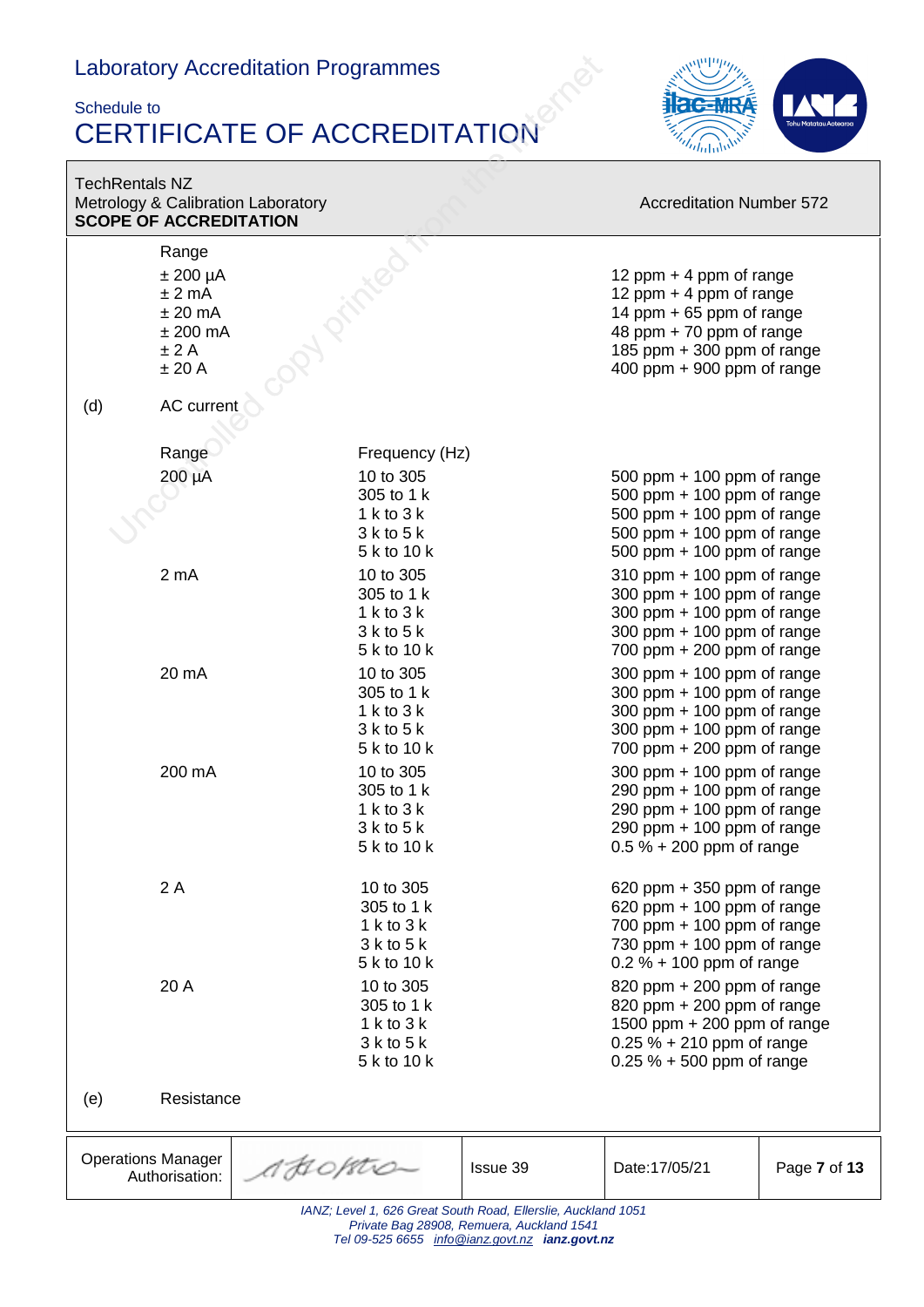TechRentals NZ
Metrology & Calibration Laboratory
**SCOPE OF ACCREDITATION**

Accreditation Number 572

| | Range | | |
|---|---|---|---|
| | ± 200 µA | | 12 ppm + 4 ppm of range |
| | ± 2 mA | | 12 ppm + 4 ppm of range |
| | ± 20 mA | | 14 ppm + 65 ppm of range |
| | ± 200 mA | | 48 ppm + 70 ppm of range |
| | ± 2 A | | 185 ppm + 300 ppm of range |
| | ± 20 A | | 400 ppm + 900 ppm of range |

(d) AC current

| Range | Frequency (Hz) | |
|---|---|---|
| 200 µA | 10 to 305 | 500 ppm + 100 ppm of range |
| | 305 to 1 k | 500 ppm + 100 ppm of range |
| | 1 k to 3 k | 500 ppm + 100 ppm of range |
| | 3 k to 5 k | 500 ppm + 100 ppm of range |
| | 5 k to 10 k | 500 ppm + 100 ppm of range |
| 2 mA | 10 to 305 | 310 ppm + 100 ppm of range |
| | 305 to 1 k | 300 ppm + 100 ppm of range |
| | 1 k to 3 k | 300 ppm + 100 ppm of range |
| | 3 k to 5 k | 300 ppm + 100 ppm of range |
| | 5 k to 10 k | 700 ppm + 200 ppm of range |
| 20 mA | 10 to 305 | 300 ppm + 100 ppm of range |
| | 305 to 1 k | 300 ppm + 100 ppm of range |
| | 1 k to 3 k | 300 ppm + 100 ppm of range |
| | 3 k to 5 k | 300 ppm + 100 ppm of range |
| | 5 k to 10 k | 700 ppm + 200 ppm of range |
| 200 mA | 10 to 305 | 300 ppm + 100 ppm of range |
| | 305 to 1 k | 290 ppm + 100 ppm of range |
| | 1 k to 3 k | 290 ppm + 100 ppm of range |
| | 3 k to 5 k | 290 ppm + 100 ppm of range |
| | 5 k to 10 k | 0.5 % + 200 ppm of range |
| 2 A | 10 to 305 | 620 ppm + 350 ppm of range |
| | 305 to 1 k | 620 ppm + 100 ppm of range |
| | 1 k to 3 k | 700 ppm + 100 ppm of range |
| | 3 k to 5 k | 730 ppm + 100 ppm of range |
| | 5 k to 10 k | 0.2 % + 100 ppm of range |
| 20 A | 10 to 305 | 820 ppm + 200 ppm of range |
| | 305 to 1 k | 820 ppm + 200 ppm of range |
| | 1 k to 3 k | 1500 ppm + 200 ppm of range |
| | 3 k to 5 k | 0.25 % + 210 ppm of range |
| | 5 k to 10 k | 0.25 % + 500 ppm of range |

(e) Resistance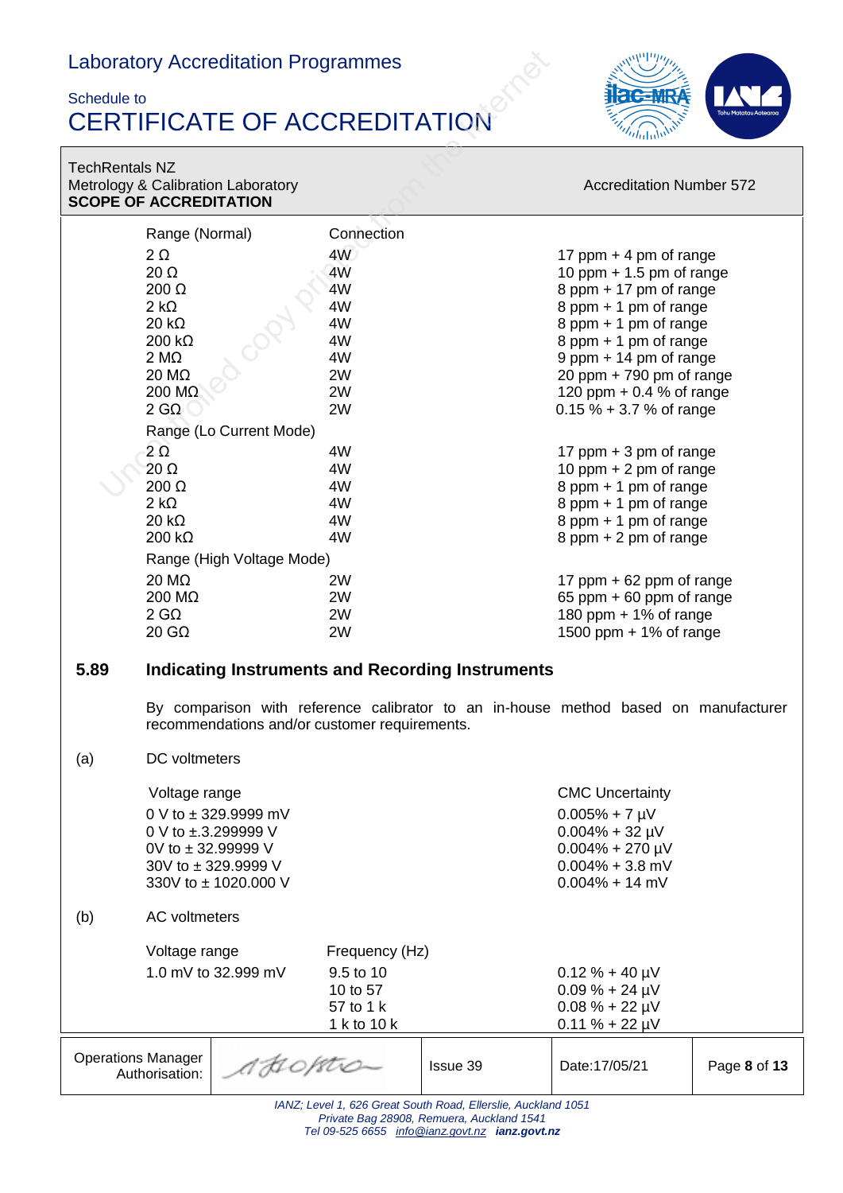TechRentals NZ
Metrology & Calibration Laboratory
**SCOPE OF ACCREDITATION**

Accreditation Number 572

| Range (Normal) | Connection | |
|---|---|---|
| 2 Ω | 4W | 17 ppm + 4 pm of range |
| 20 Ω | 4W | 10 ppm + 1.5 pm of range |
| 200 Ω | 4W | 8 ppm + 17 pm of range |
| 2 kΩ | 4W | 8 ppm + 1 pm of range |
| 20 kΩ | 4W | 8 ppm + 1 pm of range |
| 200 kΩ | 4W | 8 ppm + 1 pm of range |
| 2 MΩ | 4W | 9 ppm + 14 pm of range |
| 20 MΩ | 2W | 20 ppm + 790 pm of range |
| 200 MΩ | 2W | 120 ppm + 0.4 % of range |
| 2 GΩ | 2W | 0.15 % + 3.7 % of range |
| Range (Lo Current Mode) | | |
| 2 Ω | 4W | 17 ppm + 3 pm of range |
| 20 Ω | 4W | 10 ppm + 2 pm of range |
| 200 Ω | 4W | 8 ppm + 1 pm of range |
| 2 kΩ | 4W | 8 ppm + 1 pm of range |
| 20 kΩ | 4W | 8 ppm + 1 pm of range |
| 200 kΩ | 4W | 8 ppm + 2 pm of range |
| Range (High Voltage Mode) | | |
| 20 MΩ | 2W | 17 ppm + 62 ppm of range |
| 200 MΩ | 2W | 65 ppm + 60 ppm of range |
| 2 GΩ | 2W | 180 ppm + 1% of range |
| 20 GΩ | 2W | 1500 ppm + 1% of range |

## 5.89 Indicating Instruments and Recording Instruments

By comparison with reference calibrator to an in-house method based on manufacturer recommendations and/or customer requirements.

(a) DC voltmeters

| Voltage range | CMC Uncertainty |
|---|---|
| 0 V to ± 329.9999 mV | 0.005% + 7 µV |
| 0 V to ±.3.299999 V | 0.004% + 32 µV |
| 0V to ± 32.99999 V | 0.004% + 270 µV |
| 30V to ± 329.9999 V | 0.004% + 3.8 mV |
| 330V to ± 1020.000 V | 0.004% + 14 mV |

(b) AC voltmeters

| Voltage range | Frequency (Hz) | |
|---|---|---|
| 1.0 mV to 32.999 mV | 9.5 to 10 | 0.12 % + 40 µV |
| | 10 to 57 | 0.09 % + 24 µV |
| | 57 to 1 k | 0.08 % + 22 µV |
| | 1 k to 10 k | 0.11 % + 22 µV |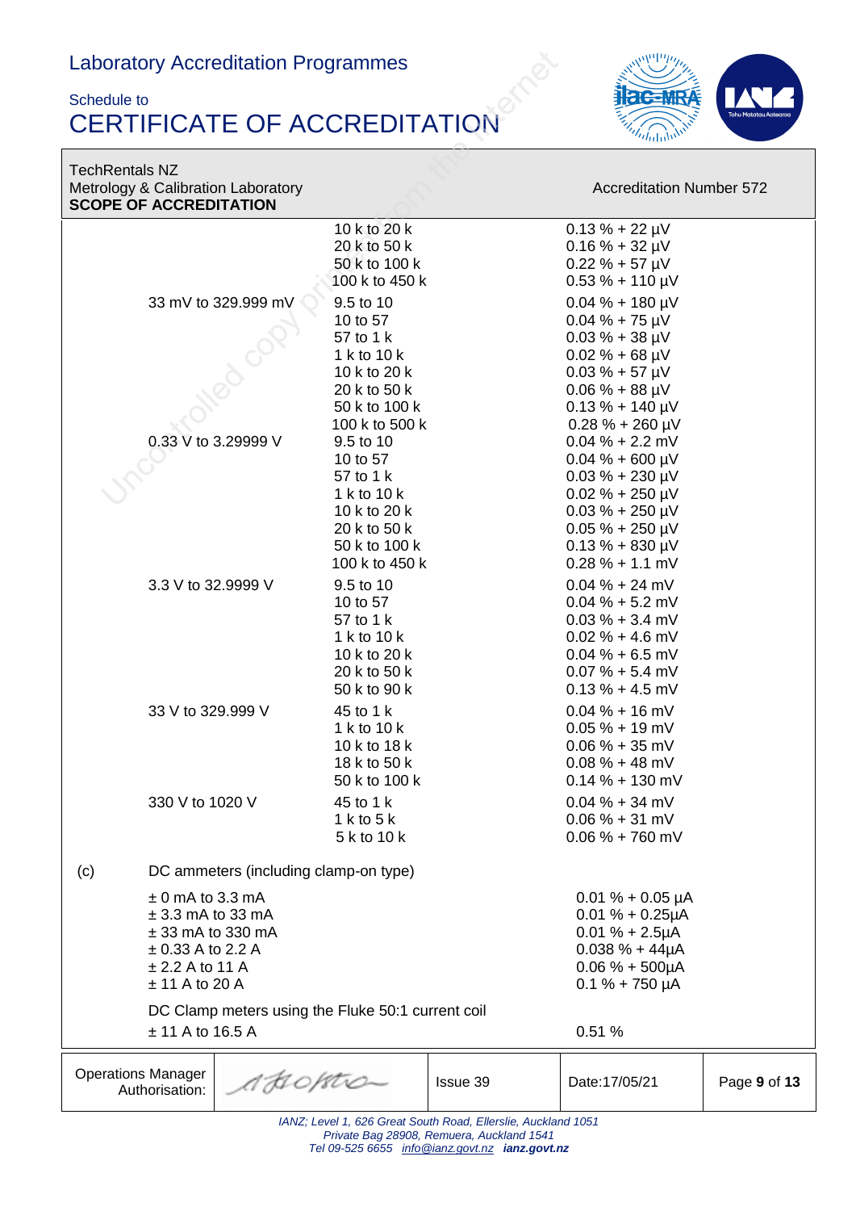TechRentals NZ
Metrology & Calibration Laboratory
**SCOPE OF ACCREDITATION**

Accreditation Number 572

| | | | |
|---|---|---|---|
| | | 10 k to 20 k | 0.13 % + 22 µV |
| | | 20 k to 50 k | 0.16 % + 32 µV |
| | | 50 k to 100 k | 0.22 % + 57 µV |
| | | 100 k to 450 k | 0.53 % + 110 µV |
| | 33 mV to 329.999 mV | 9.5 to 10 | 0.04 % + 180 µV |
| | | 10 to 57 | 0.04 % + 75 µV |
| | | 57 to 1 k | 0.03 % + 38 µV |
| | | 1 k to 10 k | 0.02 % + 68 µV |
| | | 10 k to 20 k | 0.03 % + 57 µV |
| | | 20 k to 50 k | 0.06 % + 88 µV |
| | | 50 k to 100 k | 0.13 % + 140 µV |
| | | 100 k to 500 k | 0.28 % + 260 µV |
| | 0.33 V to 3.29999 V | 9.5 to 10 | 0.04 % + 2.2 mV |
| | | 10 to 57 | 0.04 % + 600 µV |
| | | 57 to 1 k | 0.03 % + 230 µV |
| | | 1 k to 10 k | 0.02 % + 250 µV |
| | | 10 k to 20 k | 0.03 % + 250 µV |
| | | 20 k to 50 k | 0.05 % + 250 µV |
| | | 50 k to 100 k | 0.13 % + 830 µV |
| | | 100 k to 450 k | 0.28 % + 1.1 mV |
| | 3.3 V to 32.9999 V | 9.5 to 10 | 0.04 % + 24 mV |
| | | 10 to 57 | 0.04 % + 5.2 mV |
| | | 57 to 1 k | 0.03 % + 3.4 mV |
| | | 1 k to 10 k | 0.02 % + 4.6 mV |
| | | 10 k to 20 k | 0.04 % + 6.5 mV |
| | | 20 k to 50 k | 0.07 % + 5.4 mV |
| | | 50 k to 90 k | 0.13 % + 4.5 mV |
| | 33 V to 329.999 V | 45 to 1 k | 0.04 % + 16 mV |
| | | 1 k to 10 k | 0.05 % + 19 mV |
| | | 10 k to 18 k | 0.06 % + 35 mV |
| | | 18 k to 50 k | 0.08 % + 48 mV |
| | | 50 k to 100 k | 0.14 % + 130 mV |
| | 330 V to 1020 V | 45 to 1 k | 0.04 % + 34 mV |
| | | 1 k to 5 k | 0.06 % + 31 mV |
| | | 5 k to 10 k | 0.06 % + 760 mV |
| (c) | DC ammeters (including clamp-on type) | | |
| | ± 0 mA to 3.3 mA | | 0.01 % + 0.05 µA |
| | ± 3.3 mA to 33 mA | | 0.01 % + 0.25µA |
| | ± 33 mA to 330 mA | | 0.01 % + 2.5µA |
| | ± 0.33 A to 2.2 A | | 0.038 % + 44µA |
| | ± 2.2 A to 11 A | | 0.06 % + 500µA |
| | ± 11 A to 20 A | | 0.1 % + 750 µA |
| | DC Clamp meters using the Fluke 50:1 current coil | | |
| | ± 11 A to 16.5 A | | 0.51 % |

| Operations Manager Authorisation: | | Issue 39 | Date:17/05/21 | Page **9** of **13** |
|---|---|---|---|---|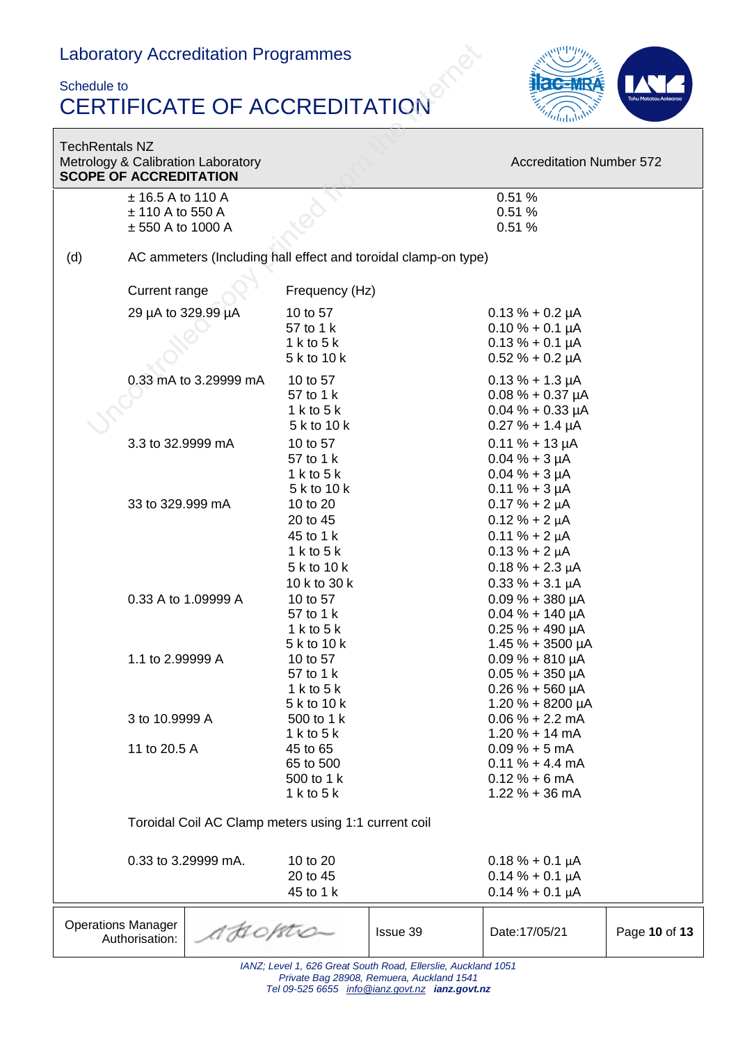TechRentals NZ
Metrology & Calibration Laboratory
**SCOPE OF ACCREDITATION**

Accreditation Number 572

| | | |
|---|---|---|
| ± 16.5 A to 110 A | | 0.51 % |
| ± 110 A to 550 A | | 0.51 % |
| ± 550 A to 1000 A | | 0.51 % |

(d) AC ammeters (Including hall effect and toroidal clamp-on type)

| Current range | Frequency (Hz) | |
|---|---|---|
| 29 µA to 329.99 µA | 10 to 57 | 0.13 % + 0.2 µA |
| | 57 to 1 k | 0.10 % + 0.1 µA |
| | 1 k to 5 k | 0.13 % + 0.1 µA |
| | 5 k to 10 k | 0.52 % + 0.2 µA |
| 0.33 mA to 3.29999 mA | 10 to 57 | 0.13 % + 1.3 µA |
| | 57 to 1 k | 0.08 % + 0.37 µA |
| | 1 k to 5 k | 0.04 % + 0.33 µA |
| | 5 k to 10 k | 0.27 % + 1.4 µA |
| 3.3 to 32.9999 mA | 10 to 57 | 0.11 % + 13 µA |
| | 57 to 1 k | 0.04 % + 3 µA |
| | 1 k to 5 k | 0.04 % + 3 µA |
| | 5 k to 10 k | 0.11 % + 3 µA |
| 33 to 329.999 mA | 10 to 20 | 0.17 % + 2 µA |
| | 20 to 45 | 0.12 % + 2 µA |
| | 45 to 1 k | 0.11 % + 2 µA |
| | 1 k to 5 k | 0.13 % + 2 µA |
| | 5 k to 10 k | 0.18 % + 2.3 µA |
| | 10 k to 30 k | 0.33 % + 3.1 µA |
| 0.33 A to 1.09999 A | 10 to 57 | 0.09 % + 380 µA |
| | 57 to 1 k | 0.04 % + 140 µA |
| | 1 k to 5 k | 0.25 % + 490 µA |
| | 5 k to 10 k | 1.45 % + 3500 µA |
| 1.1 to 2.99999 A | 10 to 57 | 0.09 % + 810 µA |
| | 57 to 1 k | 0.05 % + 350 µA |
| | 1 k to 5 k | 0.26 % + 560 µA |
| | 5 k to 10 k | 1.20 % + 8200 µA |
| 3 to 10.9999 A | 500 to 1 k | 0.06 % + 2.2 mA |
| | 1 k to 5 k | 1.20 % + 14 mA |
| 11 to 20.5 A | 45 to 65 | 0.09 % + 5 mA |
| | 65 to 500 | 0.11 % + 4.4 mA |
| | 500 to 1 k | 0.12 % + 6 mA |
| | 1 k to 5 k | 1.22 % + 36 mA |

Toroidal Coil AC Clamp meters using 1:1 current coil

| | | |
|---|---|---|
| 0.33 to 3.29999 mA. | 10 to 20 | 0.18 % + 0.1 µA |
| | 20 to 45 | 0.14 % + 0.1 µA |
| | 45 to 1 k | 0.14 % + 0.1 µA |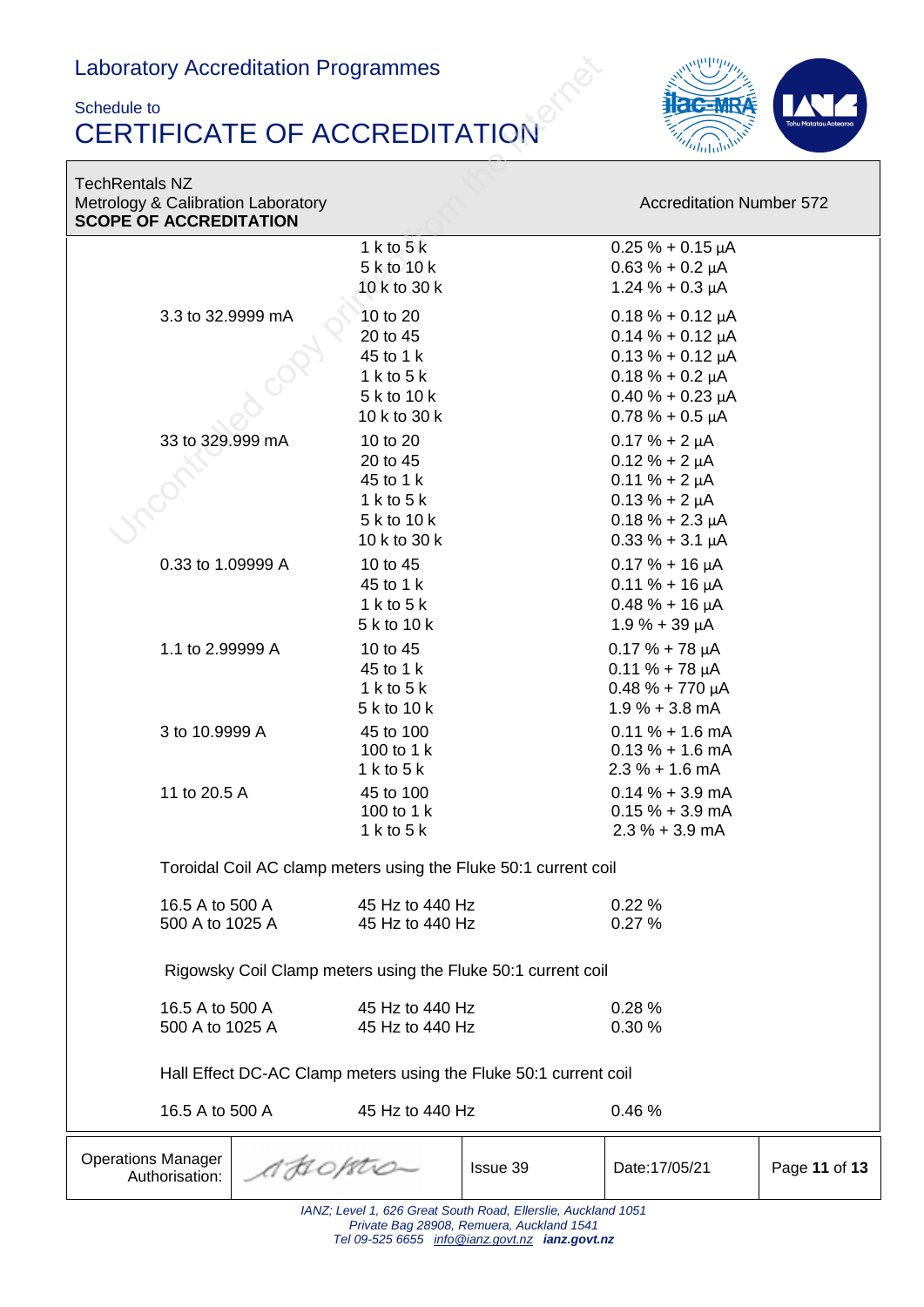| | | |
|---|---|---|
| | 1 k to 5 k | 0.25 % + 0.15 µA |
| | 5 k to 10 k | 0.63 % + 0.2 µA |
| | 10 k to 30 k | 1.24 % + 0.3 µA |
| 3.3 to 32.9999 mA | 10 to 20 | 0.18 % + 0.12 µA |
| | 20 to 45 | 0.14 % + 0.12 µA |
| | 45 to 1 k | 0.13 % + 0.12 µA |
| | 1 k to 5 k | 0.18 % + 0.2 µA |
| | 5 k to 10 k | 0.40 % + 0.23 µA |
| | 10 k to 30 k | 0.78 % + 0.5 µA |
| 33 to 329.999 mA | 10 to 20 | 0.17 % + 2 µA |
| | 20 to 45 | 0.12 % + 2 µA |
| | 45 to 1 k | 0.11 % + 2 µA |
| | 1 k to 5 k | 0.13 % + 2 µA |
| | 5 k to 10 k | 0.18 % + 2.3 µA |
| | 10 k to 30 k | 0.33 % + 3.1 µA |
| 0.33 to 1.09999 A | 10 to 45 | 0.17 % + 16 µA |
| | 45 to 1 k | 0.11 % + 16 µA |
| | 1 k to 5 k | 0.48 % + 16 µA |
| | 5 k to 10 k | 1.9 % + 39 µA |
| 1.1 to 2.99999 A | 10 to 45 | 0.17 % + 78 µA |
| | 45 to 1 k | 0.11 % + 78 µA |
| | 1 k to 5 k | 0.48 % + 770 µA |
| | 5 k to 10 k | 1.9 % + 3.8 mA |
| 3 to 10.9999 A | 45 to 100 | 0.11 % + 1.6 mA |
| | 100 to 1 k | 0.13 % + 1.6 mA |
| | 1 k to 5 k | 2.3 % + 1.6 mA |
| 11 to 20.5 A | 45 to 100 | 0.14 % + 3.9 mA |
| | 100 to 1 k | 0.15 % + 3.9 mA |
| | 1 k to 5 k | 2.3 % + 3.9 mA |

Toroidal Coil AC clamp meters using the Fluke 50:1 current coil

| | | |
|---|---|---|
| 16.5 A to 500 A | 45 Hz to 440 Hz | 0.22 % |
| 500 A to 1025 A | 45 Hz to 440 Hz | 0.27 % |

Rigowsky Coil Clamp meters using the Fluke 50:1 current coil

| | | |
|---|---|---|
| 16.5 A to 500 A | 45 Hz to 440 Hz | 0.28 % |
| 500 A to 1025 A | 45 Hz to 440 Hz | 0.30 % |

Hall Effect DC-AC Clamp meters using the Fluke 50:1 current coil

| | | |
|---|---|---|
| 16.5 A to 500 A | 45 Hz to 440 Hz | 0.46 % |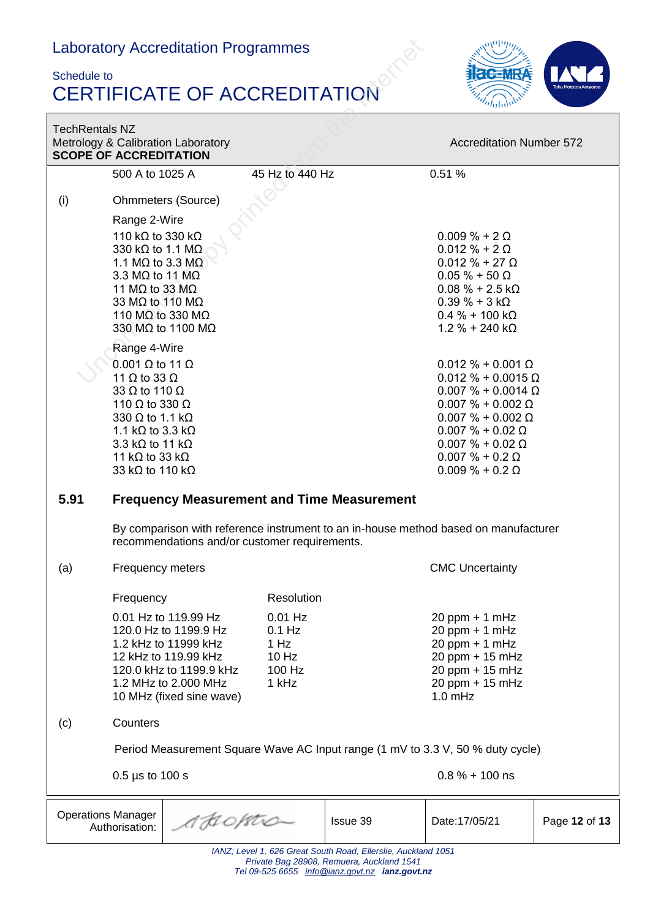| | | | |
|---|---|---|---|
| | 500 A to 1025 A | 45 Hz to 440 Hz | 0.51 % |

(i) Ohmmeters (Source)

| Range 2-Wire | |
|---|---|
| 110 kΩ to 330 kΩ | 0.009 % + 2 Ω |
| 330 kΩ to 1.1 MΩ | 0.012 % + 2 Ω |
| 1.1 MΩ to 3.3 MΩ | 0.012 % + 27 Ω |
| 3.3 MΩ to 11 MΩ | 0.05 % + 50 Ω |
| 11 MΩ to 33 MΩ | 0.08 % + 2.5 kΩ |
| 33 MΩ to 110 MΩ | 0.39 % + 3 kΩ |
| 110 MΩ to 330 MΩ | 0.4 % + 100 kΩ |
| 330 MΩ to 1100 MΩ | 1.2 % + 240 kΩ |

| Range 4-Wire | |
|---|---|
| 0.001 Ω to 11 Ω | 0.012 % + 0.001 Ω |
| 11 Ω to 33 Ω | 0.012 % + 0.0015 Ω |
| 33 Ω to 110 Ω | 0.007 % + 0.0014 Ω |
| 110 Ω to 330 Ω | 0.007 % + 0.002 Ω |
| 330 Ω to 1.1 kΩ | 0.007 % + 0.002 Ω |
| 1.1 kΩ to 3.3 kΩ | 0.007 % + 0.02 Ω |
| 3.3 kΩ to 11 kΩ | 0.007 % + 0.02 Ω |
| 11 kΩ to 33 kΩ | 0.007 % + 0.2 Ω |
| 33 kΩ to 110 kΩ | 0.009 % + 0.2 Ω |

## 5.91 Frequency Measurement and Time Measurement

By comparison with reference instrument to an in-house method based on manufacturer recommendations and/or customer requirements.

(a) Frequency meters

| Frequency | Resolution | CMC Uncertainty |
|---|---|---|
| 0.01 Hz to 119.99 Hz | 0.01 Hz | 20 ppm + 1 mHz |
| 120.0 Hz to 1199.9 Hz | 0.1 Hz | 20 ppm + 1 mHz |
| 1.2 kHz to 11999 kHz | 1 Hz | 20 ppm + 1 mHz |
| 12 kHz to 119.99 kHz | 10 Hz | 20 ppm + 15 mHz |
| 120.0 kHz to 1199.9 kHz | 100 Hz | 20 ppm + 15 mHz |
| 1.2 MHz to 2.000 MHz | 1 kHz | 20 ppm + 15 mHz |
| 10 MHz (fixed sine wave) | | 1.0 mHz |

(c) Counters

Period Measurement Square Wave AC Input range (1 mV to 3.3 V, 50 % duty cycle)

| | |
|---|---|
| 0.5 µs to 100 s | 0.8 % + 100 ns |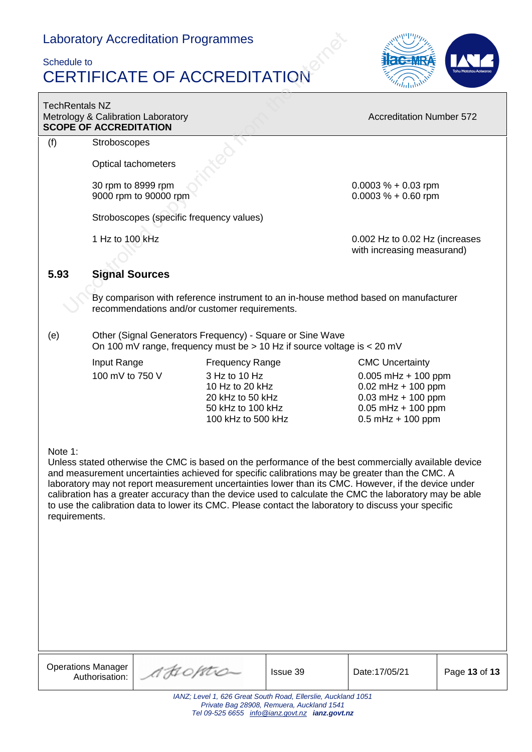(f) Stroboscopes

Optical tachometers

| | |
|---|---|
| 30 rpm to 8999 rpm | 0.0003 % + 0.03 rpm |
| 9000 rpm to 90000 rpm | 0.0003 % + 0.60 rpm |

Stroboscopes (specific frequency values)

| | |
|---|---|
| 1 Hz to 100 kHz | 0.002 Hz to 0.02 Hz (increases with increasing measurand) |

## 5.93 Signal Sources

By comparison with reference instrument to an in-house method based on manufacturer recommendations and/or customer requirements.

(e) Other (Signal Generators Frequency) - Square or Sine Wave
On 100 mV range, frequency must be > 10 Hz if source voltage is < 20 mV

| Input Range | Frequency Range | CMC Uncertainty |
|---|---|---|
| 100 mV to 750 V | 3 Hz to 10 Hz | 0.005 mHz + 100 ppm |
| | 10 Hz to 20 kHz | 0.02 mHz + 100 ppm |
| | 20 kHz to 50 kHz | 0.03 mHz + 100 ppm |
| | 50 kHz to 100 kHz | 0.05 mHz + 100 ppm |
| | 100 kHz to 500 kHz | 0.5 mHz + 100 ppm |

Note 1:
Unless stated otherwise the CMC is based on the performance of the best commercially available device and measurement uncertainties achieved for specific calibrations may be greater than the CMC. A laboratory may not report measurement uncertainties lower than its CMC. However, if the device under calibration has a greater accuracy than the device used to calculate the CMC the laboratory may be able to use the calibration data to lower its CMC. Please contact the laboratory to discuss your specific requirements.